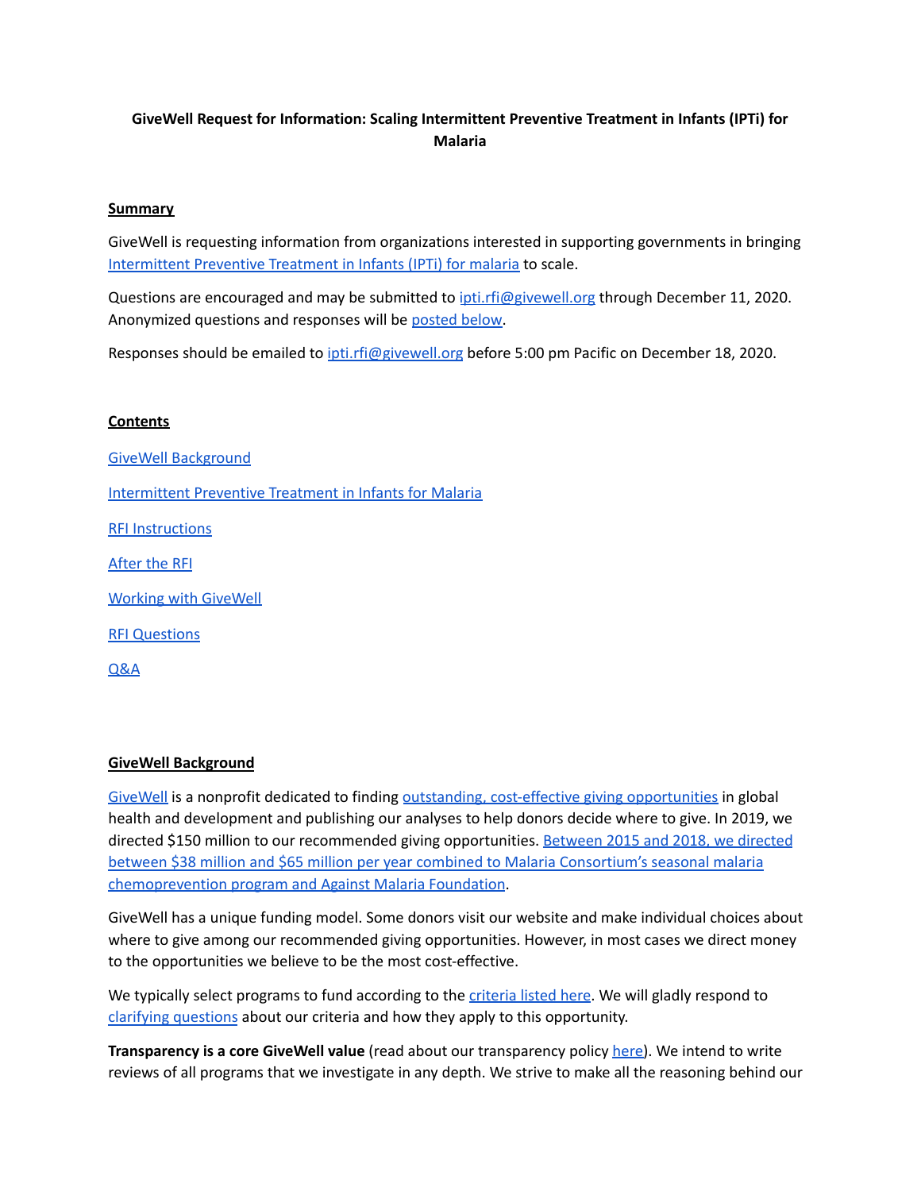**GiveWell Request for Information: Scaling Intermittent Preventive Treatment in Infants (IPTi) for Malaria**

## Summary

GiveWell is requesting information from organizations interested in supporting governments in bringing Intermittent Preventive Treatment in Infants (IPTi) for malaria to scale.

Questions are encouraged and may be submitted to ipti.rfi@givewell.org through December 11, 2020. Anonymized questions and responses will be posted below.

Responses should be emailed to ipti.rfi@givewell.org before 5:00 pm Pacific on December 18, 2020.

## Contents

GiveWell Background

Intermittent Preventive Treatment in Infants for Malaria

RFI Instructions

After the RFI

Working with GiveWell

RFI Questions

Q&A

## GiveWell Background

GiveWell is a nonprofit dedicated to finding outstanding, cost-effective giving opportunities in global health and development and publishing our analyses to help donors decide where to give. In 2019, we directed $150 million to our recommended giving opportunities. Between 2015 and 2018, we directed between $38 million and $65 million per year combined to Malaria Consortium's seasonal malaria chemoprevention program and Against Malaria Foundation.

GiveWell has a unique funding model. Some donors visit our website and make individual choices about where to give among our recommended giving opportunities. However, in most cases we direct money to the opportunities we believe to be the most cost-effective.

We typically select programs to fund according to the criteria listed here. We will gladly respond to clarifying questions about our criteria and how they apply to this opportunity.

**Transparency is a core GiveWell value** (read about our transparency policy here). We intend to write reviews of all programs that we investigate in any depth. We strive to make all the reasoning behind our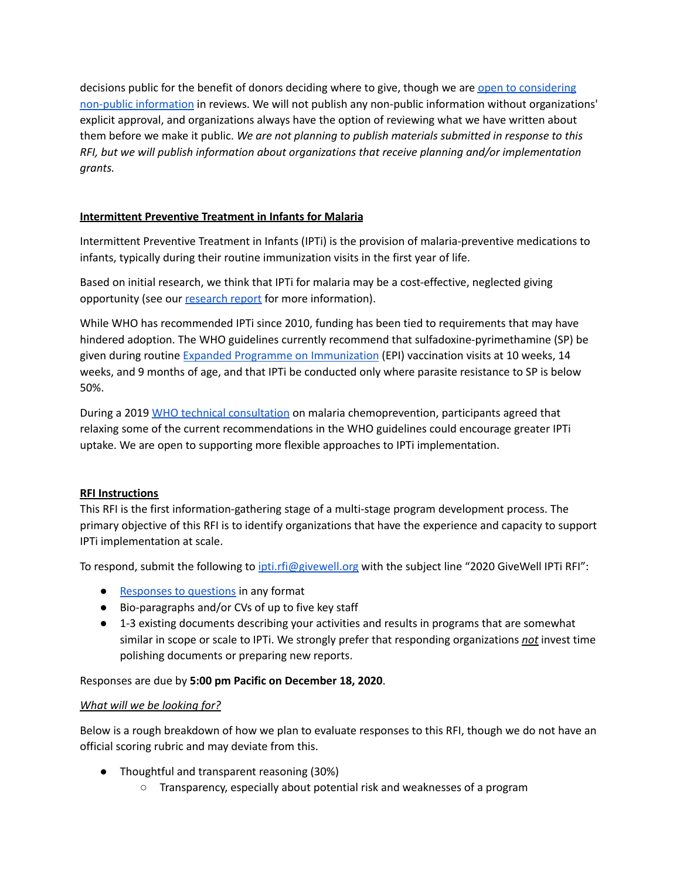decisions public for the benefit of donors deciding where to give, though we are open to considering non-public information in reviews. We will not publish any non-public information without organizations' explicit approval, and organizations always have the option of reviewing what we have written about them before we make it public. *We are not planning to publish materials submitted in response to this RFI, but we will publish information about organizations that receive planning and/or implementation grants.*

## Intermittent Preventive Treatment in Infants for Malaria

Intermittent Preventive Treatment in Infants (IPTi) is the provision of malaria-preventive medications to infants, typically during their routine immunization visits in the first year of life.

Based on initial research, we think that IPTi for malaria may be a cost-effective, neglected giving opportunity (see our research report for more information).

While WHO has recommended IPTi since 2010, funding has been tied to requirements that may have hindered adoption. The WHO guidelines currently recommend that sulfadoxine-pyrimethamine (SP) be given during routine Expanded Programme on Immunization (EPI) vaccination visits at 10 weeks, 14 weeks, and 9 months of age, and that IPTi be conducted only where parasite resistance to SP is below 50%.

During a 2019 WHO technical consultation on malaria chemoprevention, participants agreed that relaxing some of the current recommendations in the WHO guidelines could encourage greater IPTi uptake. We are open to supporting more flexible approaches to IPTi implementation.

## RFI Instructions

This RFI is the first information-gathering stage of a multi-stage program development process. The primary objective of this RFI is to identify organizations that have the experience and capacity to support IPTi implementation at scale.

To respond, submit the following to ipti.rfi@givewell.org with the subject line "2020 GiveWell IPTi RFI":

- Responses to questions in any format
- Bio-paragraphs and/or CVs of up to five key staff
- 1-3 existing documents describing your activities and results in programs that are somewhat similar in scope or scale to IPTi. We strongly prefer that responding organizations ***not*** invest time polishing documents or preparing new reports.

Responses are due by **5:00 pm Pacific on December 18, 2020**.

*What will we be looking for?*

Below is a rough breakdown of how we plan to evaluate responses to this RFI, though we do not have an official scoring rubric and may deviate from this.

- Thoughtful and transparent reasoning (30%)
  - Transparency, especially about potential risk and weaknesses of a program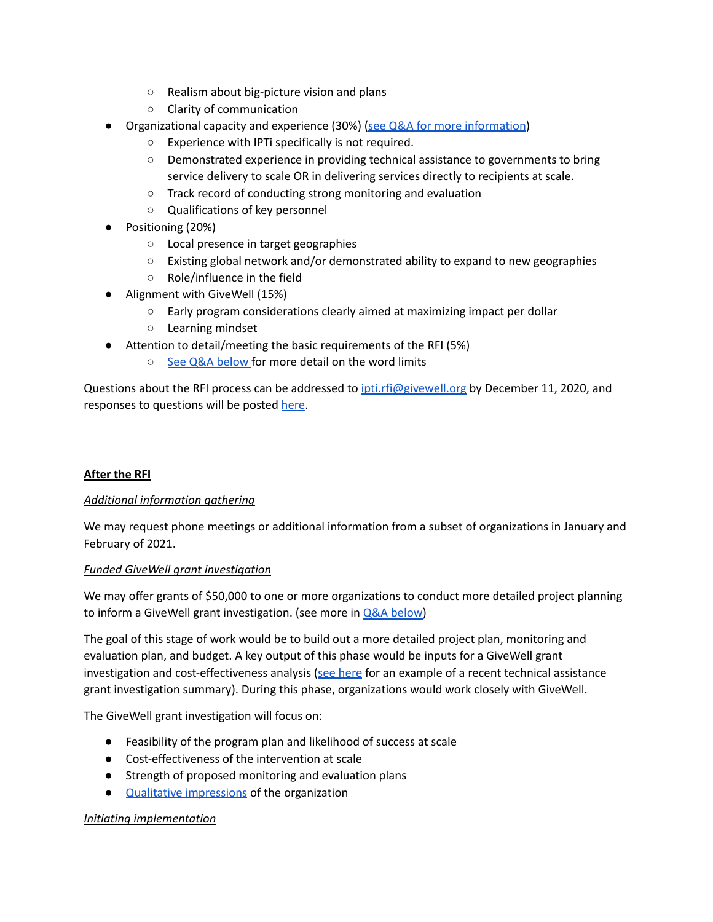- Realism about big-picture vision and plans
    - Clarity of communication
- Organizational capacity and experience (30%) (see Q&A for more information)
    - Experience with IPTi specifically is not required.
    - Demonstrated experience in providing technical assistance to governments to bring service delivery to scale OR in delivering services directly to recipients at scale.
    - Track record of conducting strong monitoring and evaluation
    - Qualifications of key personnel
- Positioning (20%)
    - Local presence in target geographies
    - Existing global network and/or demonstrated ability to expand to new geographies
    - Role/influence in the field
- Alignment with GiveWell (15%)
    - Early program considerations clearly aimed at maximizing impact per dollar
    - Learning mindset
- Attention to detail/meeting the basic requirements of the RFI (5%)
    - See Q&A below for more detail on the word limits

Questions about the RFI process can be addressed to ipti.rfi@givewell.org by December 11, 2020, and responses to questions will be posted here.

**After the RFI**

*Additional information gathering*

We may request phone meetings or additional information from a subset of organizations in January and February of 2021.

*Funded GiveWell grant investigation*

We may offer grants of $50,000 to one or more organizations to conduct more detailed project planning to inform a GiveWell grant investigation. (see more in Q&A below)

The goal of this stage of work would be to build out a more detailed project plan, monitoring and evaluation plan, and budget. A key output of this phase would be inputs for a GiveWell grant investigation and cost-effectiveness analysis (see here for an example of a recent technical assistance grant investigation summary). During this phase, organizations would work closely with GiveWell.

The GiveWell grant investigation will focus on:

- Feasibility of the program plan and likelihood of success at scale
- Cost-effectiveness of the intervention at scale
- Strength of proposed monitoring and evaluation plans
- Qualitative impressions of the organization

*Initiating implementation*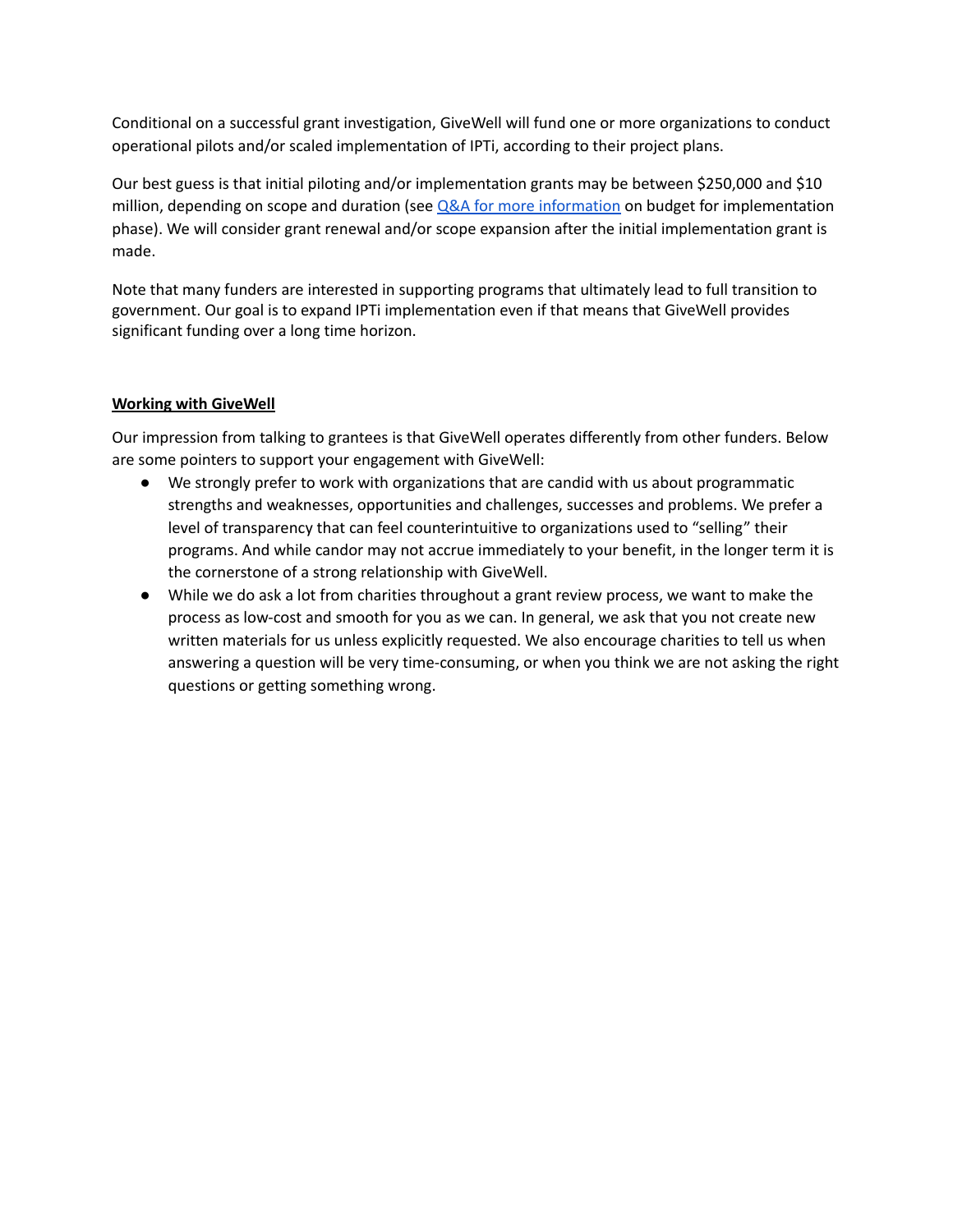Conditional on a successful grant investigation, GiveWell will fund one or more organizations to conduct operational pilots and/or scaled implementation of IPTi, according to their project plans.

Our best guess is that initial piloting and/or implementation grants may be between $250,000 and $10 million, depending on scope and duration (see [Q&A for more information]() on budget for implementation phase). We will consider grant renewal and/or scope expansion after the initial implementation grant is made.

Note that many funders are interested in supporting programs that ultimately lead to full transition to government. Our goal is to expand IPTi implementation even if that means that GiveWell provides significant funding over a long time horizon.

**Working with GiveWell**

Our impression from talking to grantees is that GiveWell operates differently from other funders. Below are some pointers to support your engagement with GiveWell:

- We strongly prefer to work with organizations that are candid with us about programmatic strengths and weaknesses, opportunities and challenges, successes and problems. We prefer a level of transparency that can feel counterintuitive to organizations used to "selling" their programs. And while candor may not accrue immediately to your benefit, in the longer term it is the cornerstone of a strong relationship with GiveWell.
- While we do ask a lot from charities throughout a grant review process, we want to make the process as low-cost and smooth for you as we can. In general, we ask that you not create new written materials for us unless explicitly requested. We also encourage charities to tell us when answering a question will be very time-consuming, or when you think we are not asking the right questions or getting something wrong.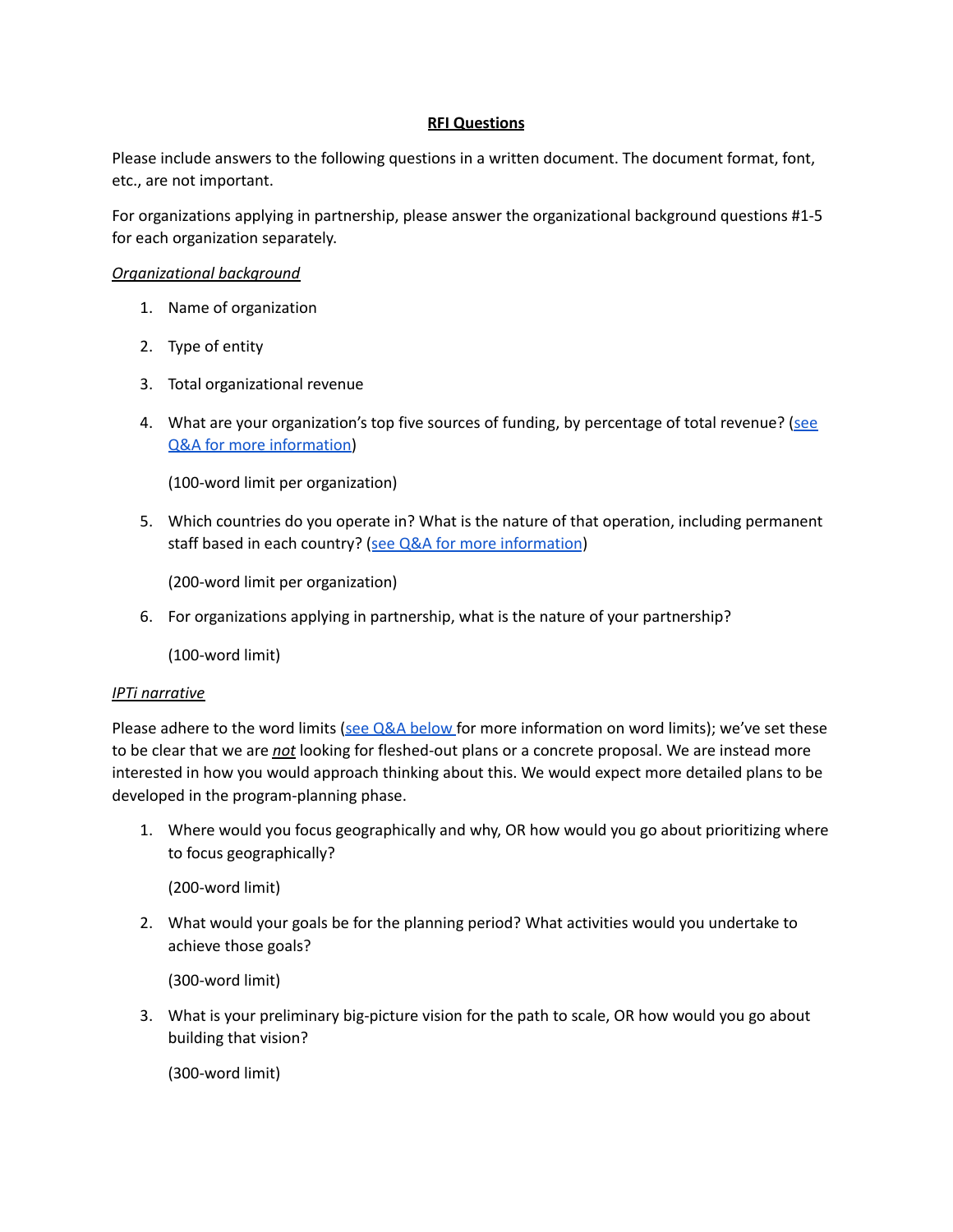**RFI Questions**

Please include answers to the following questions in a written document. The document format, font, etc., are not important.

For organizations applying in partnership, please answer the organizational background questions #1-5 for each organization separately.

*Organizational background*

1. Name of organization

2. Type of entity

3. Total organizational revenue

4. What are your organization's top five sources of funding, by percentage of total revenue? (see Q&A for more information)

   (100-word limit per organization)

5. Which countries do you operate in? What is the nature of that operation, including permanent staff based in each country? (see Q&A for more information)

   (200-word limit per organization)

6. For organizations applying in partnership, what is the nature of your partnership?

   (100-word limit)

*IPTi narrative*

Please adhere to the word limits (see Q&A below for more information on word limits); we've set these to be clear that we are ***not*** looking for fleshed-out plans or a concrete proposal. We are instead more interested in how you would approach thinking about this. We would expect more detailed plans to be developed in the program-planning phase.

1. Where would you focus geographically and why, OR how would you go about prioritizing where to focus geographically?

   (200-word limit)

2. What would your goals be for the planning period? What activities would you undertake to achieve those goals?

   (300-word limit)

3. What is your preliminary big-picture vision for the path to scale, OR how would you go about building that vision?

   (300-word limit)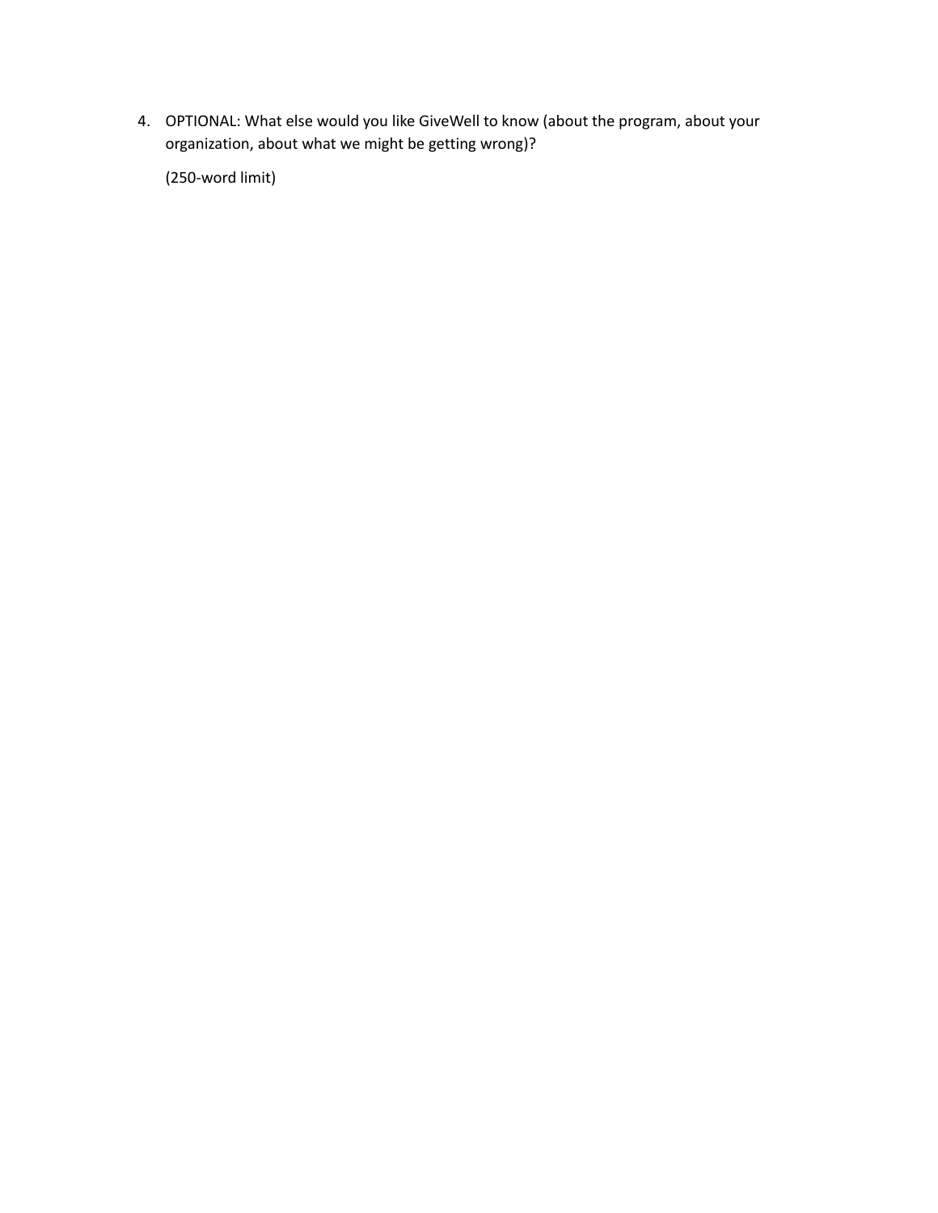4. OPTIONAL: What else would you like GiveWell to know (about the program, about your organization, about what we might be getting wrong)?

   (250-word limit)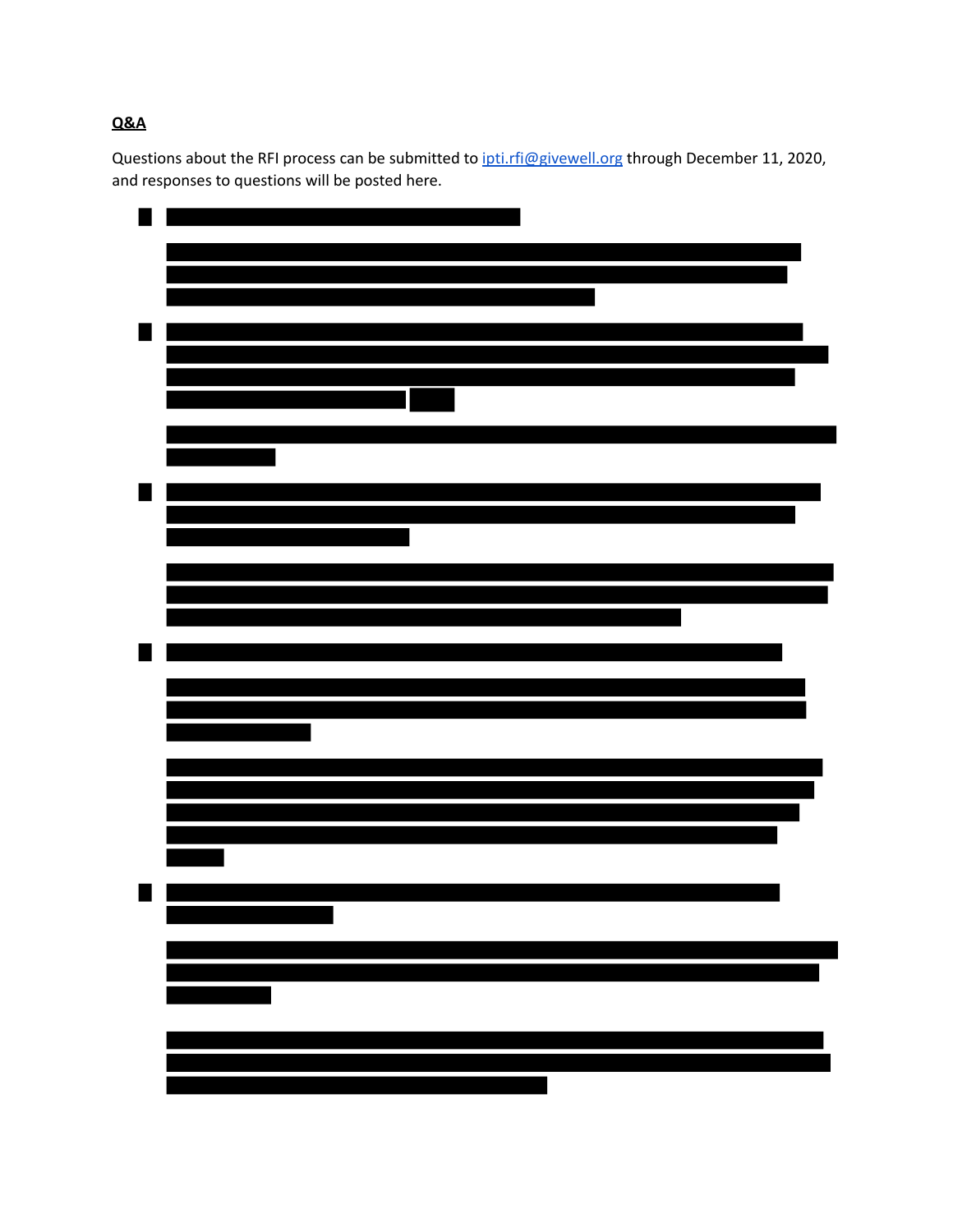**Q&A**

Questions about the RFI process can be submitted to [ipti.rfi@givewell.org](mailto:ipti.rfi@givewell.org) through December 11, 2020, and responses to questions will be posted here.